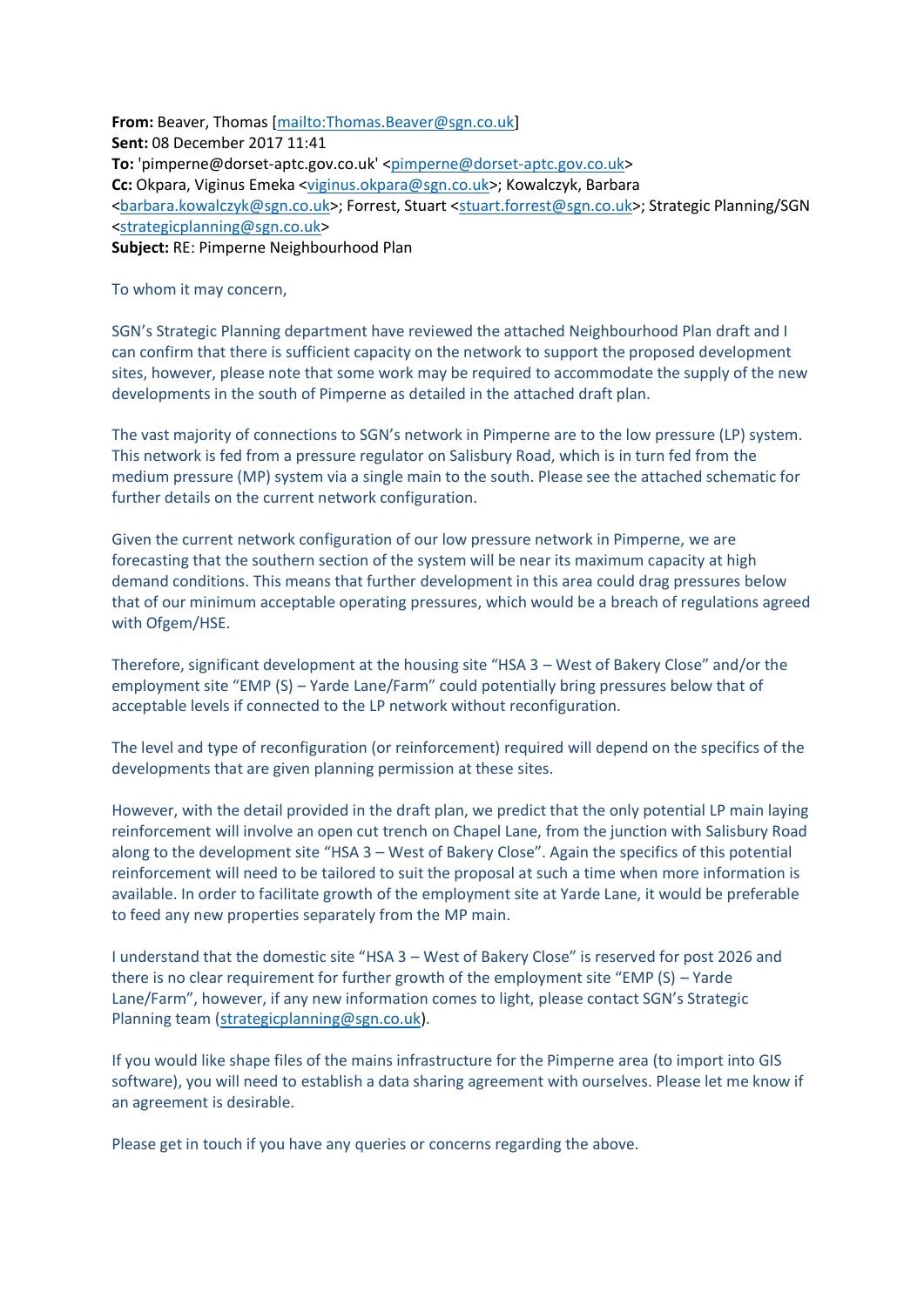**From:** Beaver, Thomas [mailto:Thomas.Beaver@sgn.co.uk]
**Sent:** 08 December 2017 11:41
**To:** 'pimperne@dorset-aptc.gov.co.uk' <pimperne@dorset-aptc.gov.co.uk>
**Cc:** Okpara, Viginus Emeka <viginus.okpara@sgn.co.uk>; Kowalczyk, Barbara <barbara.kowalczyk@sgn.co.uk>; Forrest, Stuart <stuart.forrest@sgn.co.uk>; Strategic Planning/SGN <strategicplanning@sgn.co.uk>
**Subject:** RE: Pimperne Neighbourhood Plan

To whom it may concern,

SGN's Strategic Planning department have reviewed the attached Neighbourhood Plan draft and I can confirm that there is sufficient capacity on the network to support the proposed development sites, however, please note that some work may be required to accommodate the supply of the new developments in the south of Pimperne as detailed in the attached draft plan.

The vast majority of connections to SGN's network in Pimperne are to the low pressure (LP) system. This network is fed from a pressure regulator on Salisbury Road, which is in turn fed from the medium pressure (MP) system via a single main to the south. Please see the attached schematic for further details on the current network configuration.

Given the current network configuration of our low pressure network in Pimperne, we are forecasting that the southern section of the system will be near its maximum capacity at high demand conditions. This means that further development in this area could drag pressures below that of our minimum acceptable operating pressures, which would be a breach of regulations agreed with Ofgem/HSE.

Therefore, significant development at the housing site "HSA 3 – West of Bakery Close" and/or the employment site "EMP (S) – Yarde Lane/Farm" could potentially bring pressures below that of acceptable levels if connected to the LP network without reconfiguration.

The level and type of reconfiguration (or reinforcement) required will depend on the specifics of the developments that are given planning permission at these sites.

However, with the detail provided in the draft plan, we predict that the only potential LP main laying reinforcement will involve an open cut trench on Chapel Lane, from the junction with Salisbury Road along to the development site "HSA 3 – West of Bakery Close". Again the specifics of this potential reinforcement will need to be tailored to suit the proposal at such a time when more information is available. In order to facilitate growth of the employment site at Yarde Lane, it would be preferable to feed any new properties separately from the MP main.

I understand that the domestic site "HSA 3 – West of Bakery Close" is reserved for post 2026 and there is no clear requirement for further growth of the employment site "EMP (S) – Yarde Lane/Farm", however, if any new information comes to light, please contact SGN's Strategic Planning team (strategicplanning@sgn.co.uk).

If you would like shape files of the mains infrastructure for the Pimperne area (to import into GIS software), you will need to establish a data sharing agreement with ourselves. Please let me know if an agreement is desirable.

Please get in touch if you have any queries or concerns regarding the above.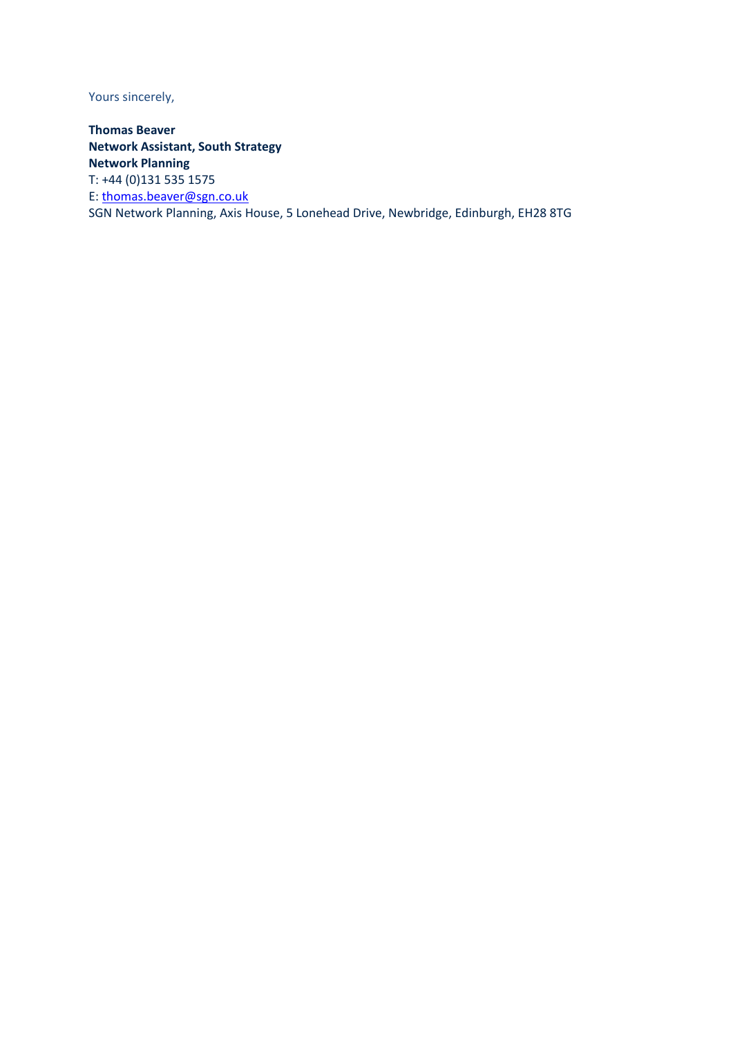Yours sincerely,

**Thomas Beaver**
**Network Assistant, South Strategy**
**Network Planning**
T: +44 (0)131 535 1575
E: thomas.beaver@sgn.co.uk
SGN Network Planning, Axis House, 5 Lonehead Drive, Newbridge, Edinburgh, EH28 8TG